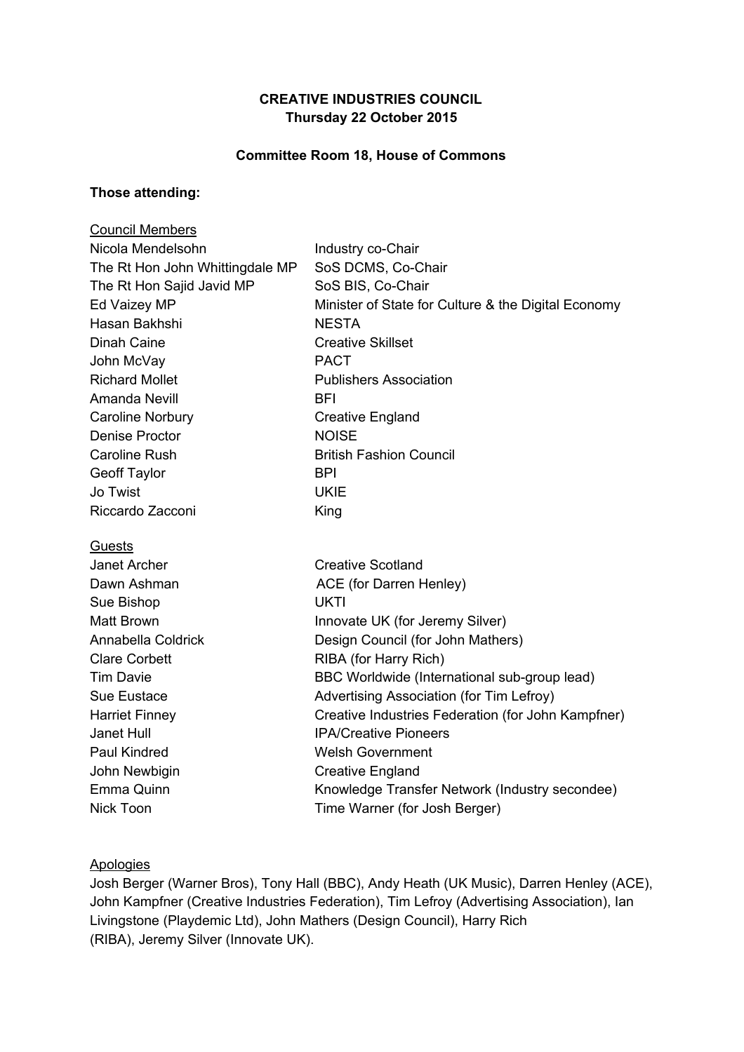**CREATIVE INDUSTRIES COUNCIL**
**Thursday 22 October 2015**

**Committee Room 18, House of Commons**

**Those attending:**

| Council Members | |
|---|---|
| Nicola Mendelsohn | Industry co-Chair |
| The Rt Hon John Whittingdale MP | SoS DCMS, Co-Chair |
| The Rt Hon Sajid Javid MP | SoS BIS, Co-Chair |
| Ed Vaizey MP | Minister of State for Culture & the Digital Economy |
| Hasan Bakhshi | NESTA |
| Dinah Caine | Creative Skillset |
| John McVay | PACT |
| Richard Mollet | Publishers Association |
| Amanda Nevill | BFI |
| Caroline Norbury | Creative England |
| Denise Proctor | NOISE |
| Caroline Rush | British Fashion Council |
| Geoff Taylor | BPI |
| Jo Twist | UKIE |
| Riccardo Zacconi | King |

| Guests | |
|---|---|
| Janet Archer | Creative Scotland |
| Dawn Ashman | ACE (for Darren Henley) |
| Sue Bishop | UKTI |
| Matt Brown | Innovate UK (for Jeremy Silver) |
| Annabella Coldrick | Design Council (for John Mathers) |
| Clare Corbett | RIBA (for Harry Rich) |
| Tim Davie | BBC Worldwide (International sub-group lead) |
| Sue Eustace | Advertising Association (for Tim Lefroy) |
| Harriet Finney | Creative Industries Federation (for John Kampfner) |
| Janet Hull | IPA/Creative Pioneers |
| Paul Kindred | Welsh Government |
| John Newbigin | Creative England |
| Emma Quinn | Knowledge Transfer Network (Industry secondee) |
| Nick Toon | Time Warner (for Josh Berger) |

Apologies

Josh Berger (Warner Bros), Tony Hall (BBC), Andy Heath (UK Music), Darren Henley (ACE), John Kampfner (Creative Industries Federation), Tim Lefroy (Advertising Association), Ian Livingstone (Playdemic Ltd), John Mathers (Design Council), Harry Rich (RIBA), Jeremy Silver (Innovate UK).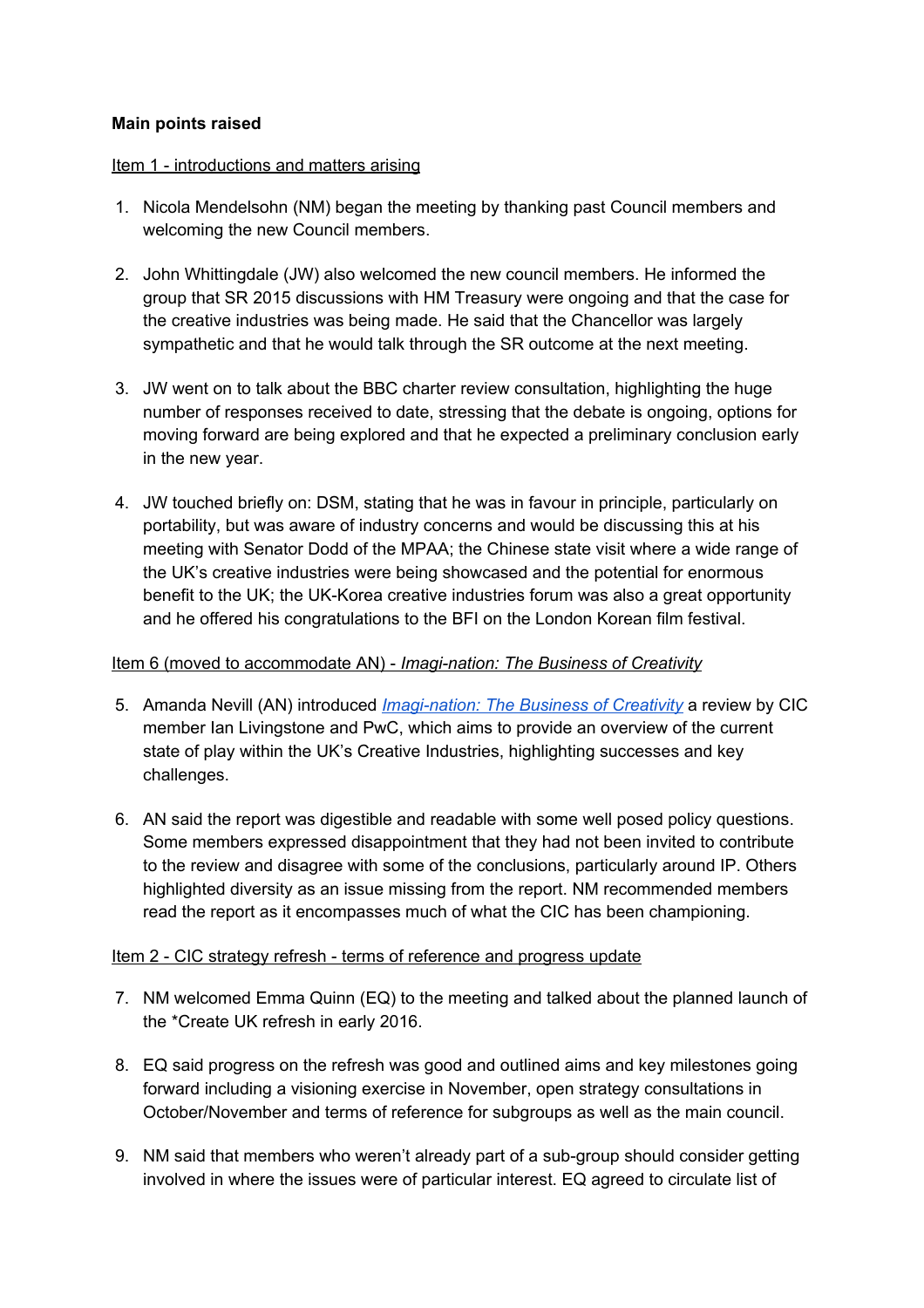**Main points raised**

Item 1 - introductions and matters arising

1. Nicola Mendelsohn (NM) began the meeting by thanking past Council members and welcoming the new Council members.

2. John Whittingdale (JW) also welcomed the new council members. He informed the group that SR 2015 discussions with HM Treasury were ongoing and that the case for the creative industries was being made. He said that the Chancellor was largely sympathetic and that he would talk through the SR outcome at the next meeting.

3. JW went on to talk about the BBC charter review consultation, highlighting the huge number of responses received to date, stressing that the debate is ongoing, options for moving forward are being explored and that he expected a preliminary conclusion early in the new year.

4. JW touched briefly on: DSM, stating that he was in favour in principle, particularly on portability, but was aware of industry concerns and would be discussing this at his meeting with Senator Dodd of the MPAA; the Chinese state visit where a wide range of the UK's creative industries were being showcased and the potential for enormous benefit to the UK; the UK-Korea creative industries forum was also a great opportunity and he offered his congratulations to the BFI on the London Korean film festival.

Item 6 (moved to accommodate AN) - *Imagi-nation: The Business of Creativity*

5. Amanda Nevill (AN) introduced *Imagi-nation: The Business of Creativity* a review by CIC member Ian Livingstone and PwC, which aims to provide an overview of the current state of play within the UK's Creative Industries, highlighting successes and key challenges.

6. AN said the report was digestible and readable with some well posed policy questions. Some members expressed disappointment that they had not been invited to contribute to the review and disagree with some of the conclusions, particularly around IP. Others highlighted diversity as an issue missing from the report. NM recommended members read the report as it encompasses much of what the CIC has been championing.

Item 2 - CIC strategy refresh - terms of reference and progress update

7. NM welcomed Emma Quinn (EQ) to the meeting and talked about the planned launch of the *Create UK refresh in early 2016.

8. EQ said progress on the refresh was good and outlined aims and key milestones going forward including a visioning exercise in November, open strategy consultations in October/November and terms of reference for subgroups as well as the main council.

9. NM said that members who weren't already part of a sub-group should consider getting involved in where the issues were of particular interest. EQ agreed to circulate list of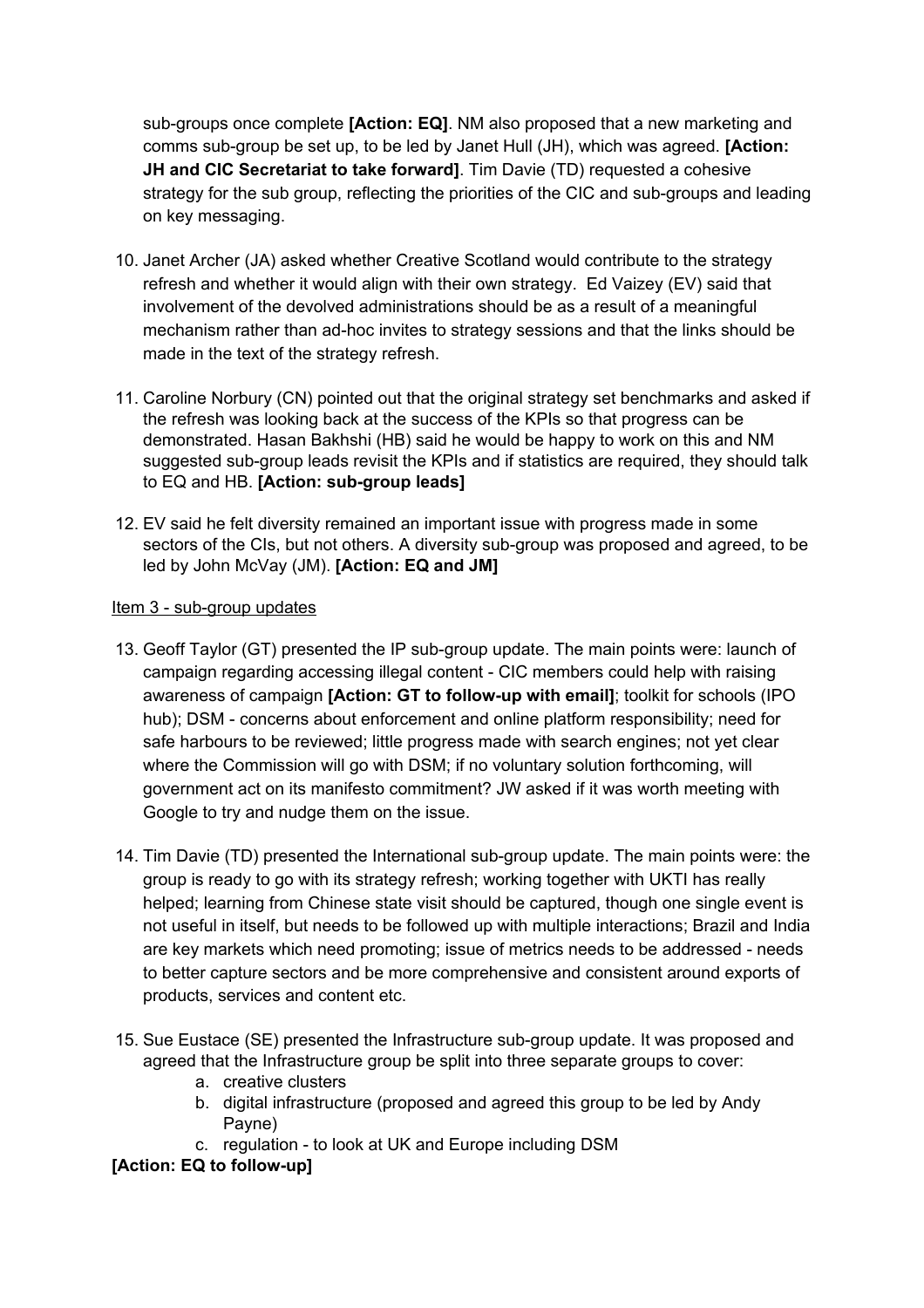sub-groups once complete **[Action: EQ]**. NM also proposed that a new marketing and comms sub-group be set up, to be led by Janet Hull (JH), which was agreed. **[Action: JH and CIC Secretariat to take forward]**. Tim Davie (TD) requested a cohesive strategy for the sub group, reflecting the priorities of the CIC and sub-groups and leading on key messaging.

10. Janet Archer (JA) asked whether Creative Scotland would contribute to the strategy refresh and whether it would align with their own strategy. Ed Vaizey (EV) said that involvement of the devolved administrations should be as a result of a meaningful mechanism rather than ad-hoc invites to strategy sessions and that the links should be made in the text of the strategy refresh.

11. Caroline Norbury (CN) pointed out that the original strategy set benchmarks and asked if the refresh was looking back at the success of the KPIs so that progress can be demonstrated. Hasan Bakhshi (HB) said he would be happy to work on this and NM suggested sub-group leads revisit the KPIs and if statistics are required, they should talk to EQ and HB. **[Action: sub-group leads]**

12. EV said he felt diversity remained an important issue with progress made in some sectors of the CIs, but not others. A diversity sub-group was proposed and agreed, to be led by John McVay (JM). **[Action: EQ and JM]**

Item 3 - sub-group updates

13. Geoff Taylor (GT) presented the IP sub-group update. The main points were: launch of campaign regarding accessing illegal content - CIC members could help with raising awareness of campaign **[Action: GT to follow-up with email]**; toolkit for schools (IPO hub); DSM - concerns about enforcement and online platform responsibility; need for safe harbours to be reviewed; little progress made with search engines; not yet clear where the Commission will go with DSM; if no voluntary solution forthcoming, will government act on its manifesto commitment? JW asked if it was worth meeting with Google to try and nudge them on the issue.

14. Tim Davie (TD) presented the International sub-group update. The main points were: the group is ready to go with its strategy refresh; working together with UKTI has really helped; learning from Chinese state visit should be captured, though one single event is not useful in itself, but needs to be followed up with multiple interactions; Brazil and India are key markets which need promoting; issue of metrics needs to be addressed - needs to better capture sectors and be more comprehensive and consistent around exports of products, services and content etc.

15. Sue Eustace (SE) presented the Infrastructure sub-group update. It was proposed and agreed that the Infrastructure group be split into three separate groups to cover:
    a. creative clusters
    b. digital infrastructure (proposed and agreed this group to be led by Andy Payne)
    c. regulation - to look at UK and Europe including DSM

**[Action: EQ to follow-up]**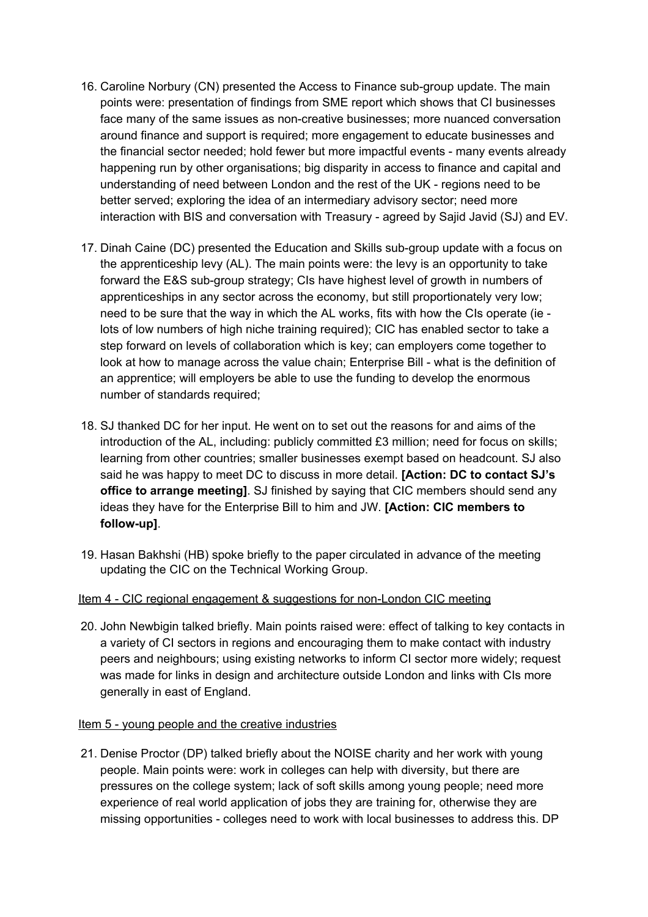16. Caroline Norbury (CN) presented the Access to Finance sub-group update. The main points were: presentation of findings from SME report which shows that CI businesses face many of the same issues as non-creative businesses; more nuanced conversation around finance and support is required; more engagement to educate businesses and the financial sector needed; hold fewer but more impactful events - many events already happening run by other organisations; big disparity in access to finance and capital and understanding of need between London and the rest of the UK - regions need to be better served; exploring the idea of an intermediary advisory sector; need more interaction with BIS and conversation with Treasury - agreed by Sajid Javid (SJ) and EV.

17. Dinah Caine (DC) presented the Education and Skills sub-group update with a focus on the apprenticeship levy (AL). The main points were: the levy is an opportunity to take forward the E&S sub-group strategy; CIs have highest level of growth in numbers of apprenticeships in any sector across the economy, but still proportionately very low; need to be sure that the way in which the AL works, fits with how the CIs operate (ie - lots of low numbers of high niche training required); CIC has enabled sector to take a step forward on levels of collaboration which is key; can employers come together to look at how to manage across the value chain; Enterprise Bill - what is the definition of an apprentice; will employers be able to use the funding to develop the enormous number of standards required;

18. SJ thanked DC for her input. He went on to set out the reasons for and aims of the introduction of the AL, including: publicly committed £3 million; need for focus on skills; learning from other countries; smaller businesses exempt based on headcount. SJ also said he was happy to meet DC to discuss in more detail. **[Action: DC to contact SJ's office to arrange meeting]**. SJ finished by saying that CIC members should send any ideas they have for the Enterprise Bill to him and JW. **[Action: CIC members to follow-up]**.

19. Hasan Bakhshi (HB) spoke briefly to the paper circulated in advance of the meeting updating the CIC on the Technical Working Group.

<u>Item 4 - CIC regional engagement & suggestions for non-London CIC meeting</u>

20. John Newbigin talked briefly. Main points raised were: effect of talking to key contacts in a variety of CI sectors in regions and encouraging them to make contact with industry peers and neighbours; using existing networks to inform CI sector more widely; request was made for links in design and architecture outside London and links with CIs more generally in east of England.

<u>Item 5 - young people and the creative industries</u>

21. Denise Proctor (DP) talked briefly about the NOISE charity and her work with young people. Main points were: work in colleges can help with diversity, but there are pressures on the college system; lack of soft skills among young people; need more experience of real world application of jobs they are training for, otherwise they are missing opportunities - colleges need to work with local businesses to address this. DP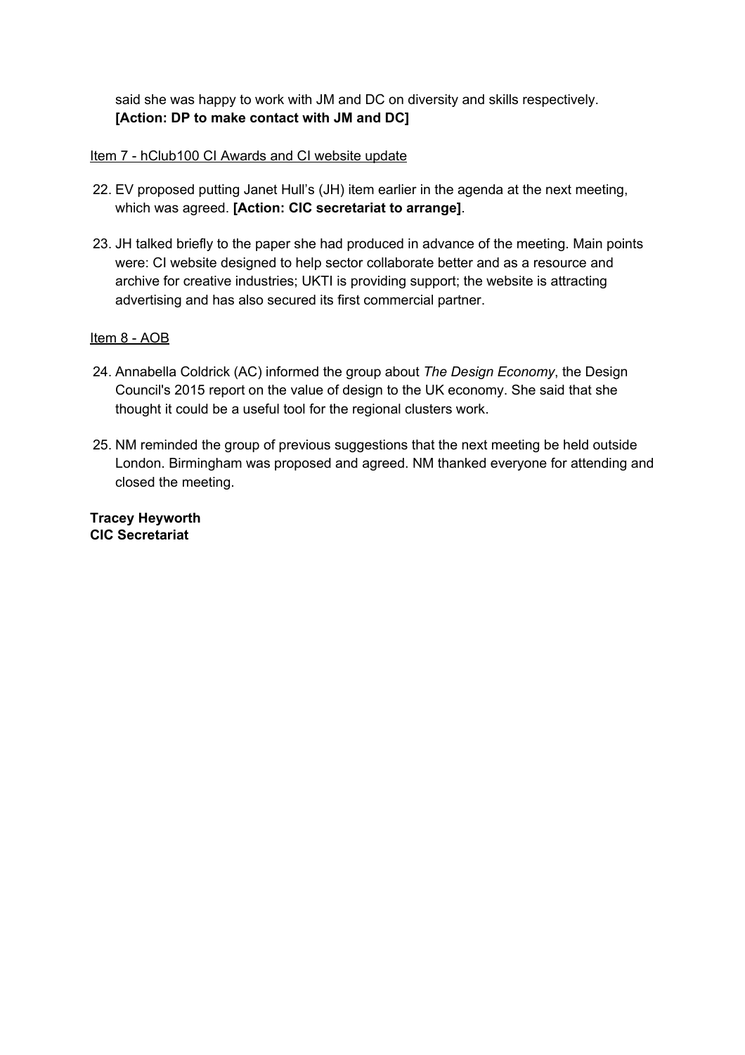said she was happy to work with JM and DC on diversity and skills respectively. **[Action: DP to make contact with JM and DC]**

Item 7 - hClub100 CI Awards and CI website update

22. EV proposed putting Janet Hull's (JH) item earlier in the agenda at the next meeting, which was agreed. **[Action: CIC secretariat to arrange]**.

23. JH talked briefly to the paper she had produced in advance of the meeting. Main points were: CI website designed to help sector collaborate better and as a resource and archive for creative industries; UKTI is providing support; the website is attracting advertising and has also secured its first commercial partner.

Item 8 - AOB

24. Annabella Coldrick (AC) informed the group about *The Design Economy*, the Design Council's 2015 report on the value of design to the UK economy. She said that she thought it could be a useful tool for the regional clusters work.

25. NM reminded the group of previous suggestions that the next meeting be held outside London. Birmingham was proposed and agreed. NM thanked everyone for attending and closed the meeting.

**Tracey Heyworth**
**CIC Secretariat**